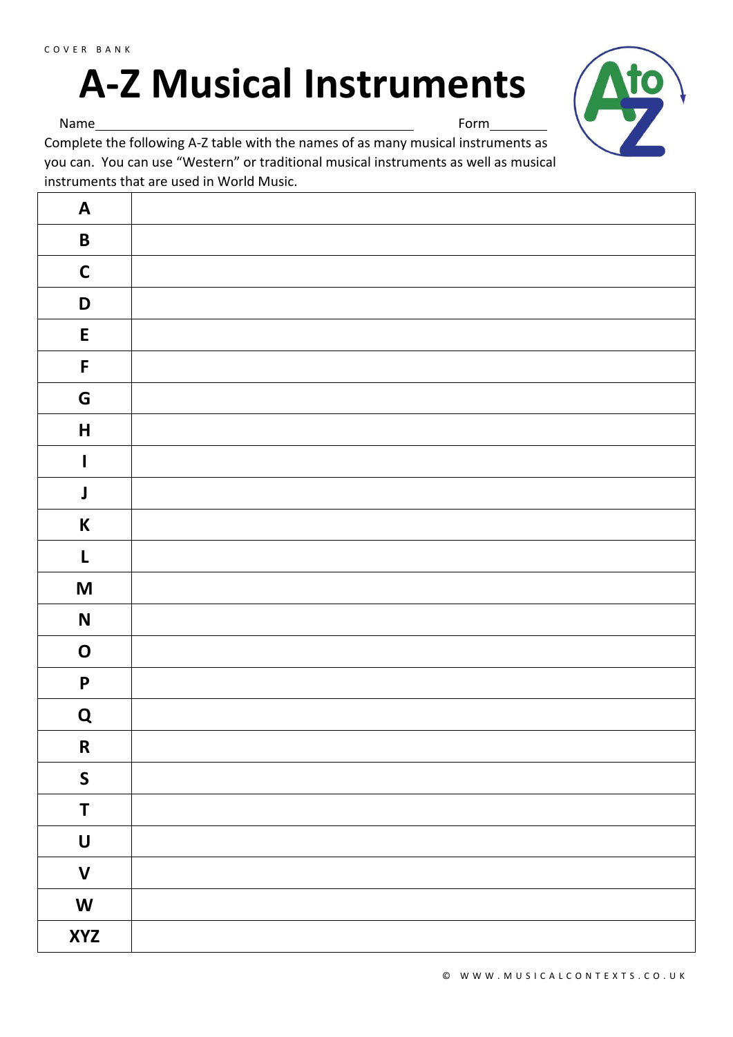COVER BANK

# A-Z Musical Instruments

Name______________________________________________ Form________

Complete the following A-Z table with the names of as many musical instruments as you can. You can use "Western" or traditional musical instruments as well as musical instruments that are used in World Music.

| | |
|---|---|
| **A** | |
| **B** | |
| **C** | |
| **D** | |
| **E** | |
| **F** | |
| **G** | |
| **H** | |
| **I** | |
| **J** | |
| **K** | |
| **L** | |
| **M** | |
| **N** | |
| **O** | |
| **P** | |
| **Q** | |
| **R** | |
| **S** | |
| **T** | |
| **U** | |
| **V** | |
| **W** | |
| **XYZ** | |

© WWW.MUSICALCONTEXTS.CO.UK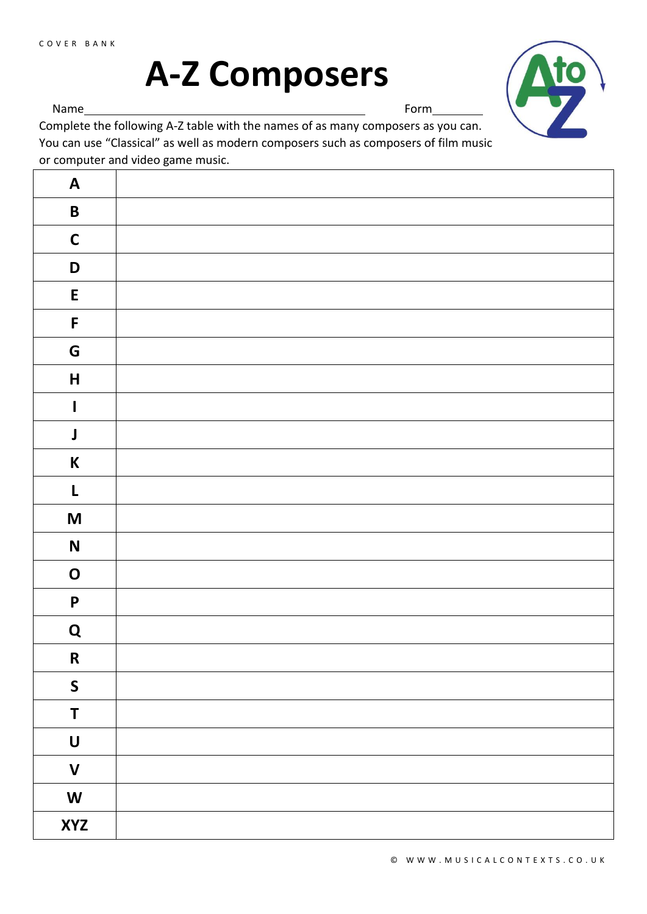COVER BANK

# A-Z Composers

Name\_\_\_\_\_\_\_\_\_\_\_\_\_\_\_\_\_\_\_\_\_\_\_\_\_\_\_\_\_\_\_\_\_\_\_\_\_\_\_\_ Form\_\_\_\_\_\_\_\_

Complete the following A-Z table with the names of as many composers as you can. You can use "Classical" as well as modern composers such as composers of film music or computer and video game music.

| | |
|---|---|
| **A** | |
| **B** | |
| **C** | |
| **D** | |
| **E** | |
| **F** | |
| **G** | |
| **H** | |
| **I** | |
| **J** | |
| **K** | |
| **L** | |
| **M** | |
| **N** | |
| **O** | |
| **P** | |
| **Q** | |
| **R** | |
| **S** | |
| **T** | |
| **U** | |
| **V** | |
| **W** | |
| **XYZ** | |

© WWW.MUSICALCONTEXTS.CO.UK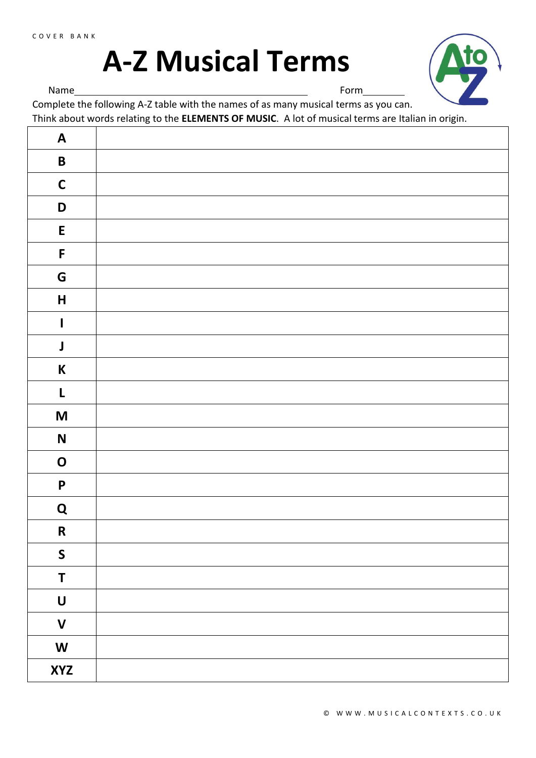COVER BANK

# A-Z Musical Terms

Name_______________________________________________ Form________

Complete the following A-Z table with the names of as many musical terms as you can.
Think about words relating to the **ELEMENTS OF MUSIC**. A lot of musical terms are Italian in origin.

| | |
|---|---|
| **A** | |
| **B** | |
| **C** | |
| **D** | |
| **E** | |
| **F** | |
| **G** | |
| **H** | |
| **I** | |
| **J** | |
| **K** | |
| **L** | |
| **M** | |
| **N** | |
| **O** | |
| **P** | |
| **Q** | |
| **R** | |
| **S** | |
| **T** | |
| **U** | |
| **V** | |
| **W** | |
| **XYZ** | |

© WWW.MUSICALCONTEXTS.CO.UK